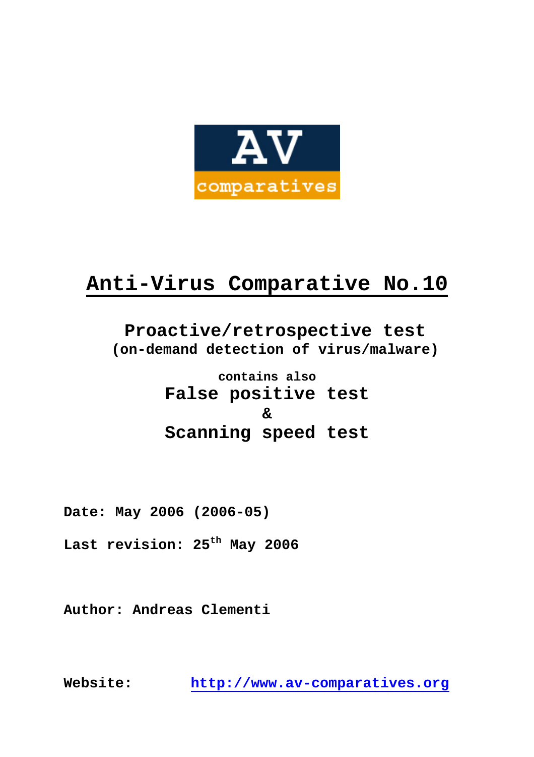AV
comparatives

# Anti-Virus Comparative No.10

## Proactive/retrospective test

**(on-demand detection of virus/malware)**

**contains also**

## False positive test

## &

## Scanning speed test

**Date: May 2006 (2006-05)**

**Last revision: 25th May 2006**

**Author: Andreas Clementi**

**Website:** [http://www.av-comparatives.org](http://www.av-comparatives.org)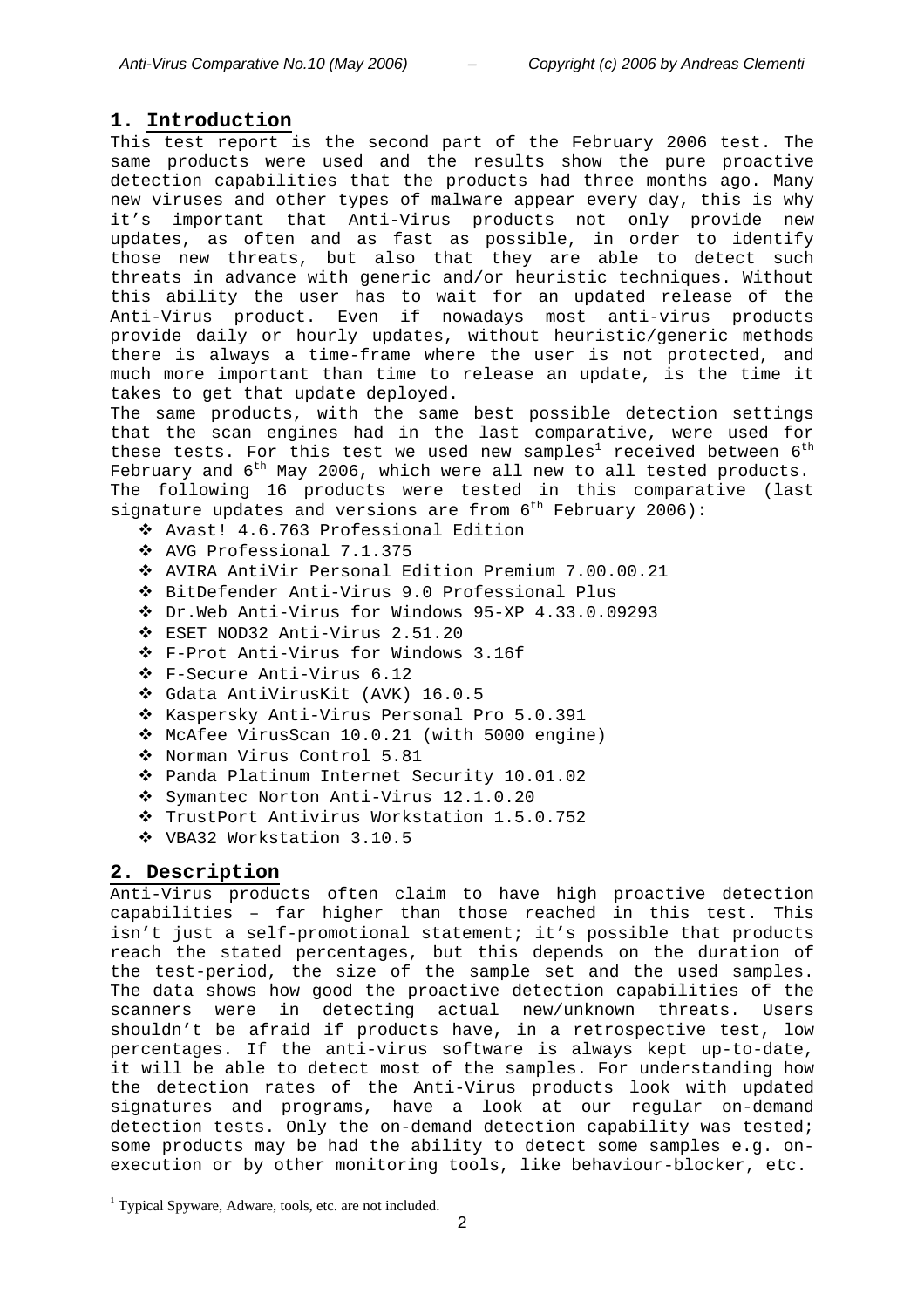## 1. Introduction

This test report is the second part of the February 2006 test. The same products were used and the results show the pure proactive detection capabilities that the products had three months ago. Many new viruses and other types of malware appear every day, this is why it's important that Anti-Virus products not only provide new updates, as often and as fast as possible, in order to identify those new threats, but also that they are able to detect such threats in advance with generic and/or heuristic techniques. Without this ability the user has to wait for an updated release of the Anti-Virus product. Even if nowadays most anti-virus products provide daily or hourly updates, without heuristic/generic methods there is always a time-frame where the user is not protected, and much more important than time to release an update, is the time it takes to get that update deployed.

The same products, with the same best possible detection settings that the scan engines had in the last comparative, were used for these tests. For this test we used new samples[1] received between 6th February and 6th May 2006, which were all new to all tested products. The following 16 products were tested in this comparative (last signature updates and versions are from 6th February 2006):

- Avast! 4.6.763 Professional Edition
- AVG Professional 7.1.375
- AVIRA AntiVir Personal Edition Premium 7.00.00.21
- BitDefender Anti-Virus 9.0 Professional Plus
- Dr.Web Anti-Virus for Windows 95-XP 4.33.0.09293
- ESET NOD32 Anti-Virus 2.51.20
- F-Prot Anti-Virus for Windows 3.16f
- F-Secure Anti-Virus 6.12
- Gdata AntiVirusKit (AVK) 16.0.5
- Kaspersky Anti-Virus Personal Pro 5.0.391
- McAfee VirusScan 10.0.21 (with 5000 engine)
- Norman Virus Control 5.81
- Panda Platinum Internet Security 10.01.02
- Symantec Norton Anti-Virus 12.1.0.20
- TrustPort Antivirus Workstation 1.5.0.752
- VBA32 Workstation 3.10.5

## 2. Description

Anti-Virus products often claim to have high proactive detection capabilities – far higher than those reached in this test. This isn't just a self-promotional statement; it's possible that products reach the stated percentages, but this depends on the duration of the test-period, the size of the sample set and the used samples. The data shows how good the proactive detection capabilities of the scanners were in detecting actual new/unknown threats. Users shouldn't be afraid if products have, in a retrospective test, low percentages. If the anti-virus software is always kept up-to-date, it will be able to detect most of the samples. For understanding how the detection rates of the Anti-Virus products look with updated signatures and programs, have a look at our regular on-demand detection tests. Only the on-demand detection capability was tested; some products may be had the ability to detect some samples e.g. on-execution or by other monitoring tools, like behaviour-blocker, etc.

---

[1] Typical Spyware, Adware, tools, etc. are not included.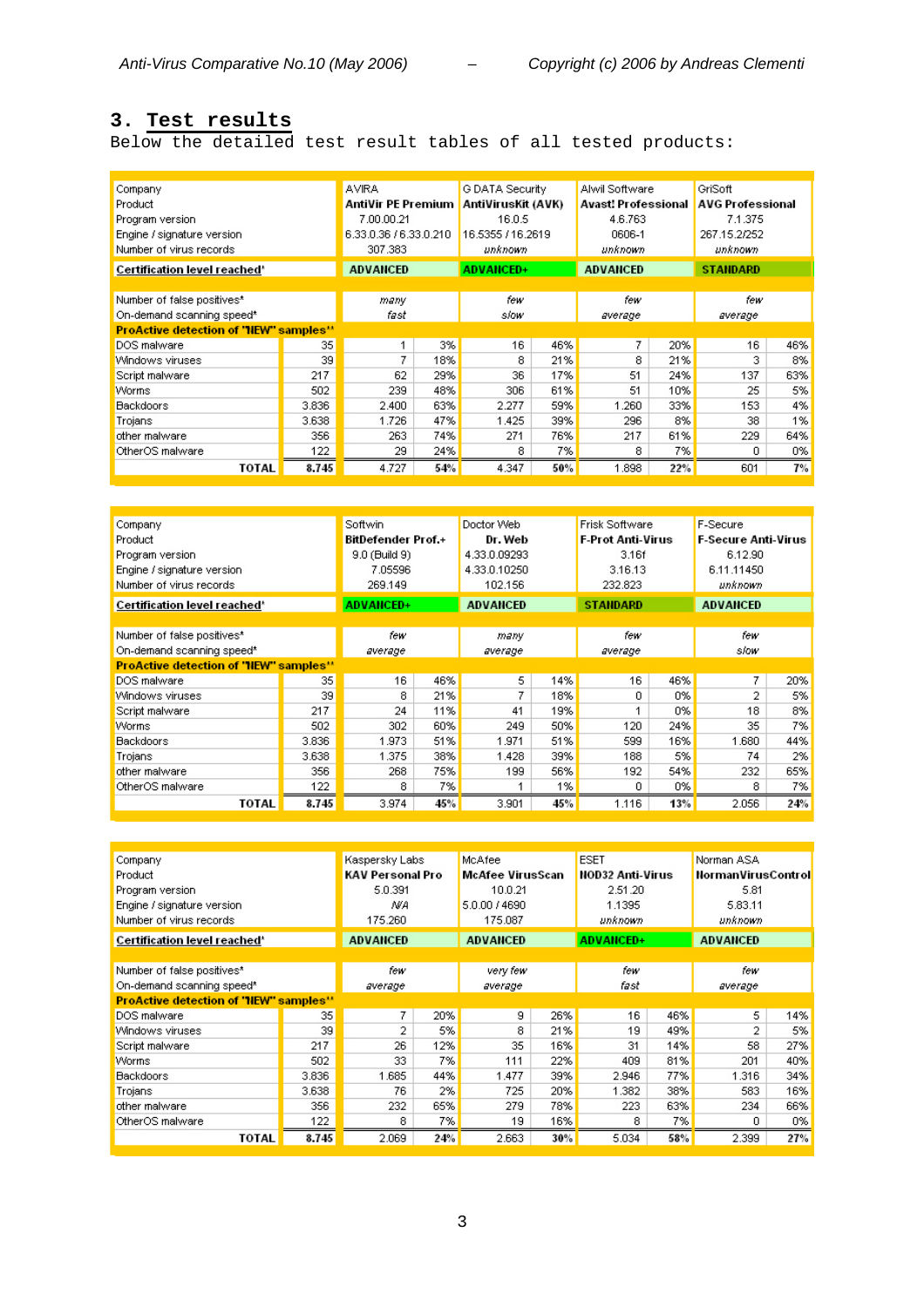## 3. Test results

Below the detailed test result tables of all tested products:

| Company | | AVIRA | | G DATA Security | | Alwil Software | | GriSoft | |
|---|---|---|---|---|---|---|---|---|---|
| Product | | **AntiVir PE Premium** | | **AntiVirusKit (AVK)** | | **Avast! Professional** | | **AVG Professional** | |
| Program version | | 7.00.00.21 | | 16.0.5 | | 4.6.763 | | 7.1.375 | |
| Engine / signature version | | 6.33.0.36 / 6.33.0.210 | | 16.5355 / 16.2619 | | 0606-1 | | 267.15.2/252 | |
| Number of virus records | | 307.383 | | *unknown* | | *unknown* | | *unknown* | |
| **Certification level reached'** | | **ADVANCED** | | **ADVANCED+** | | **ADVANCED** | | **STANDARD** | |
| Number of false positives* | | *many* | | *few* | | *few* | | *few* | |
| On-demand scanning speed* | | *fast* | | *slow* | | *average* | | *average* | |
| **ProActive detection of "NEW" samples**"** | | | | | | | | | |
| DOS malware | 35 | 1 | 3% | 16 | 46% | 7 | 20% | 16 | 46% |
| Windows viruses | 39 | 7 | 18% | 8 | 21% | 8 | 21% | 3 | 8% |
| Script malware | 217 | 62 | 29% | 36 | 17% | 51 | 24% | 137 | 63% |
| Worms | 502 | 239 | 48% | 306 | 61% | 51 | 10% | 25 | 5% |
| Backdoors | 3.836 | 2.400 | 63% | 2.277 | 59% | 1.260 | 33% | 153 | 4% |
| Trojans | 3.638 | 1.726 | 47% | 1.425 | 39% | 296 | 8% | 38 | 1% |
| other malware | 356 | 263 | 74% | 271 | 76% | 217 | 61% | 229 | 64% |
| OtherOS malware | 122 | 29 | 24% | 8 | 7% | 8 | 7% | 0 | 0% |
| **TOTAL** | **8.745** | 4.727 | **54%** | 4.347 | **50%** | 1.898 | **22%** | 601 | **7%** |

| Company | | Softwin | | Doctor Web | | Frisk Software | | F-Secure | |
|---|---|---|---|---|---|---|---|---|---|
| Product | | **BitDefender Prof.+** | | **Dr. Web** | | **F-Prot Anti-Virus** | | **F-Secure Anti-Virus** | |
| Program version | | 9.0 (Build 9) | | 4.33.0.09293 | | 3.16f | | 6.12.90 | |
| Engine / signature version | | 7.05596 | | 4.33.0.10250 | | 3.16.13 | | 6.11.11450 | |
| Number of virus records | | 269.149 | | 102.156 | | 232.823 | | *unknown* | |
| **Certification level reached'** | | **ADVANCED+** | | **ADVANCED** | | **STANDARD** | | **ADVANCED** | |
| Number of false positives* | | *few* | | *many* | | *few* | | *few* | |
| On-demand scanning speed* | | *average* | | *average* | | *average* | | *slow* | |
| **ProActive detection of "NEW" samples**"** | | | | | | | | | |
| DOS malware | 35 | 16 | 46% | 5 | 14% | 16 | 46% | 7 | 20% |
| Windows viruses | 39 | 8 | 21% | 7 | 18% | 0 | 0% | 2 | 5% |
| Script malware | 217 | 24 | 11% | 41 | 19% | 1 | 0% | 18 | 8% |
| Worms | 502 | 302 | 60% | 249 | 50% | 120 | 24% | 35 | 7% |
| Backdoors | 3.836 | 1.973 | 51% | 1.971 | 51% | 599 | 16% | 1.680 | 44% |
| Trojans | 3.638 | 1.375 | 38% | 1.428 | 39% | 188 | 5% | 74 | 2% |
| other malware | 356 | 268 | 75% | 199 | 56% | 192 | 54% | 232 | 65% |
| OtherOS malware | 122 | 8 | 7% | 1 | 1% | 0 | 0% | 8 | 7% |
| **TOTAL** | **8.745** | 3.974 | **45%** | 3.901 | **45%** | 1.116 | **13%** | 2.056 | **24%** |

| Company | | Kaspersky Labs | | McAfee | | ESET | | Norman ASA | |
|---|---|---|---|---|---|---|---|---|---|
| Product | | **KAV Personal Pro** | | **McAfee VirusScan** | | **NOD32 Anti-Virus** | | **NormanVirusControl** | |
| Program version | | 5.0.391 | | 10.0.21 | | 2.51.20 | | 5.81 | |
| Engine / signature version | | N/A | | 5.0.00 / 4690 | | 1.1395 | | 5.83.11 | |
| Number of virus records | | 175.260 | | 175.087 | | *unknown* | | *unknown* | |
| **Certification level reached'** | | **ADVANCED** | | **ADVANCED** | | **ADVANCED+** | | **ADVANCED** | |
| Number of false positives* | | *few* | | *very few* | | *few* | | *few* | |
| On-demand scanning speed* | | *average* | | *average* | | *fast* | | *average* | |
| **ProActive detection of "NEW" samples**"** | | | | | | | | | |
| DOS malware | 35 | 7 | 20% | 9 | 26% | 16 | 46% | 5 | 14% |
| Windows viruses | 39 | 2 | 5% | 8 | 21% | 19 | 49% | 2 | 5% |
| Script malware | 217 | 26 | 12% | 35 | 16% | 31 | 14% | 58 | 27% |
| Worms | 502 | 33 | 7% | 111 | 22% | 409 | 81% | 201 | 40% |
| Backdoors | 3.836 | 1.685 | 44% | 1.477 | 39% | 2.946 | 77% | 1.316 | 34% |
| Trojans | 3.638 | 76 | 2% | 725 | 20% | 1.382 | 38% | 583 | 16% |
| other malware | 356 | 232 | 65% | 279 | 78% | 223 | 63% | 234 | 66% |
| OtherOS malware | 122 | 8 | 7% | 19 | 16% | 8 | 7% | 0 | 0% |
| **TOTAL** | **8.745** | 2.069 | **24%** | 2.663 | **30%** | 5.034 | **58%** | 2.399 | **27%** |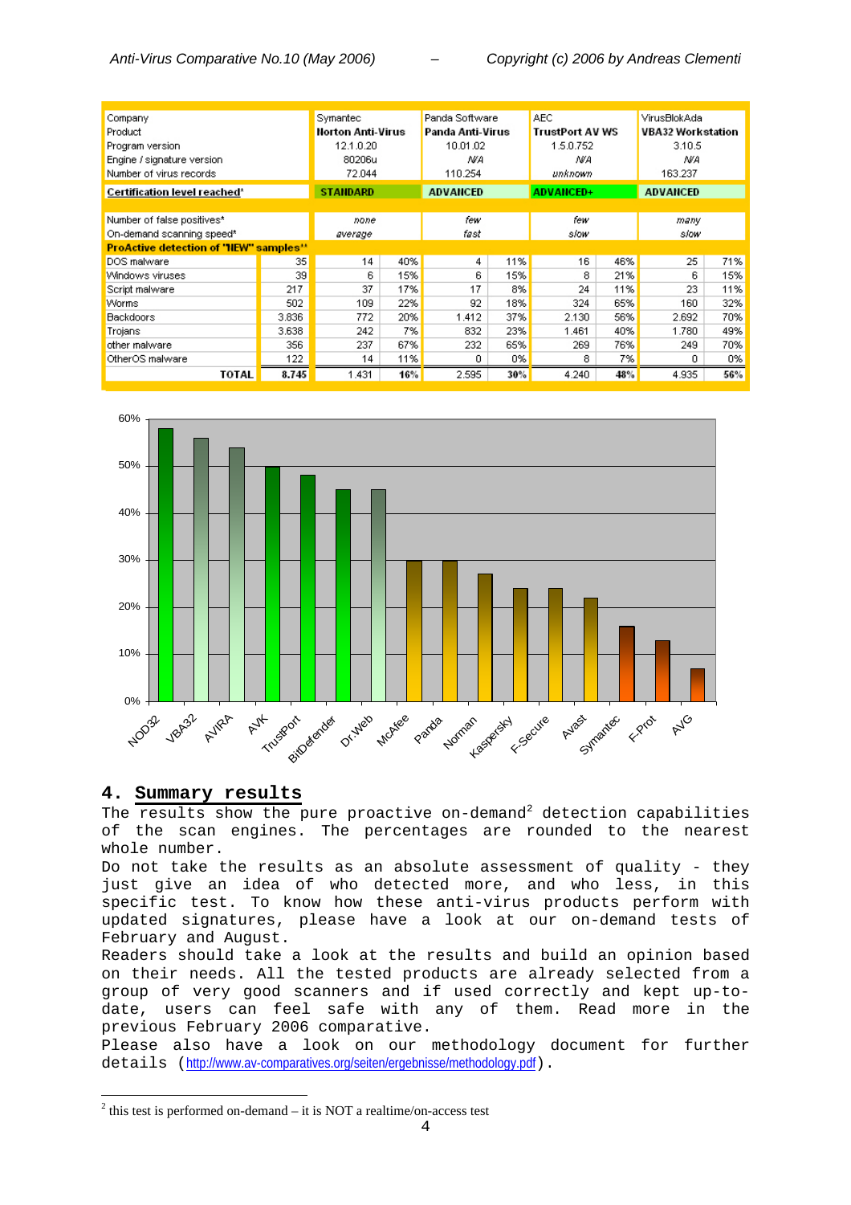| Company | | Symantec | | Panda Software | | AEC | | VirusBlokAda | |
|---|---|---|---|---|---|---|---|---|---|
| Product | | **Norton Anti-Virus** | | **Panda Anti-Virus** | | **TrustPort AV WS** | | **VBA32 Workstation** | |
| Program version | | 12.1.0.20 | | 10.01.02 | | 1.5.0.752 | | 3.10.5 | |
| Engine / signature version | | 80206u | | N/A | | N/A | | N/A | |
| Number of virus records | | 72.044 | | 110.254 | | *unknown* | | 163.237 | |
| **Certification level reached**[1] | | **STANDARD** | | **ADVANCED** | | **ADVANCED+** | | **ADVANCED** | |
| Number of false positives* | | *none* | | *few* | | *few* | | *many* | |
| On-demand scanning speed* | | *average* | | *fast* | | *slow* | | *slow* | |
| **ProActive detection of "NEW" samples**** | | | | | | | | | |
| DOS malware | 35 | 14 | 40% | 4 | 11% | 16 | 46% | 25 | 71% |
| Windows viruses | 39 | 6 | 15% | 6 | 15% | 8 | 21% | 6 | 15% |
| Script malware | 217 | 37 | 17% | 17 | 8% | 24 | 11% | 23 | 11% |
| Worms | 502 | 109 | 22% | 92 | 18% | 324 | 65% | 160 | 32% |
| Backdoors | 3.836 | 772 | 20% | 1.412 | 37% | 2.130 | 56% | 2.692 | 70% |
| Trojans | 3.638 | 242 | 7% | 832 | 23% | 1.461 | 40% | 1.780 | 49% |
| other malware | 356 | 237 | 67% | 232 | 65% | 269 | 76% | 249 | 70% |
| OtherOS malware | 122 | 14 | 11% | 0 | 0% | 8 | 7% | 0 | 0% |
| **TOTAL** | **8.745** | 1.431 | **16%** | 2.595 | **30%** | 4.240 | **48%** | 4.935 | **56%** |

## 4. Summary results

The results show the pure proactive on-demand[2] detection capabilities of the scan engines. The percentages are rounded to the nearest whole number.

Do not take the results as an absolute assessment of quality - they just give an idea of who detected more, and who less, in this specific test. To know how these anti-virus products perform with updated signatures, please have a look at our on-demand tests of February and August.

Readers should take a look at the results and build an opinion based on their needs. All the tested products are already selected from a group of very good scanners and if used correctly and kept up-to-date, users can feel safe with any of them. Read more in the previous February 2006 comparative.

Please also have a look on our methodology document for further details (http://www.av-comparatives.org/seiten/ergebnisse/methodology.pdf).

[2] this test is performed on-demand – it is NOT a realtime/on-access test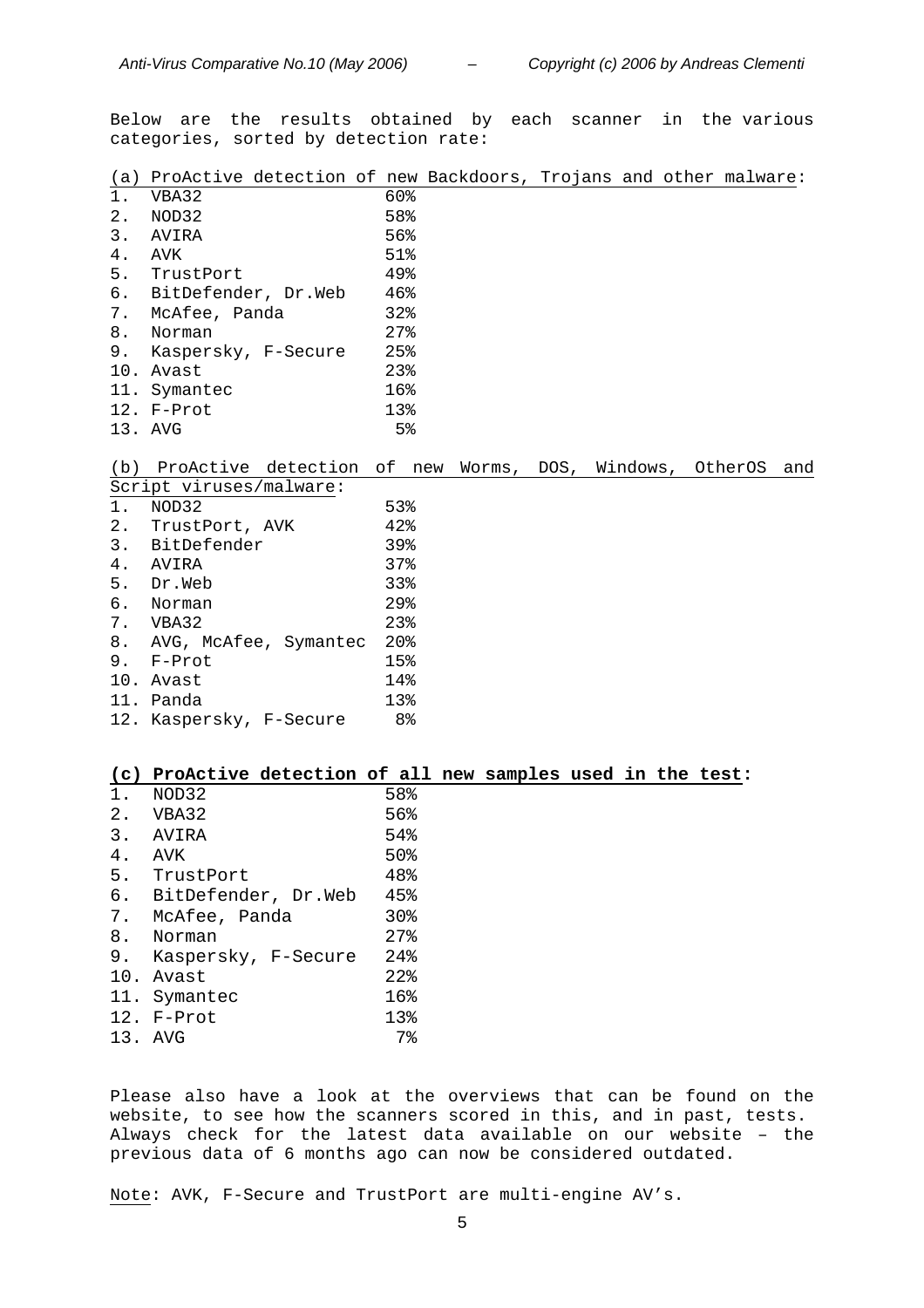Below are the results obtained by each scanner in the various categories, sorted by detection rate:

(a) ProActive detection of new Backdoors, Trojans and other malware:

| | |
|---|---|
| 1. VBA32 | 60% |
| 2. NOD32 | 58% |
| 3. AVIRA | 56% |
| 4. AVK | 51% |
| 5. TrustPort | 49% |
| 6. BitDefender, Dr.Web | 46% |
| 7. McAfee, Panda | 32% |
| 8. Norman | 27% |
| 9. Kaspersky, F-Secure | 25% |
| 10. Avast | 23% |
| 11. Symantec | 16% |
| 12. F-Prot | 13% |
| 13. AVG | 5% |

(b) ProActive detection of new Worms, DOS, Windows, OtherOS and Script viruses/malware:

| | |
|---|---|
| 1. NOD32 | 53% |
| 2. TrustPort, AVK | 42% |
| 3. BitDefender | 39% |
| 4. AVIRA | 37% |
| 5. Dr.Web | 33% |
| 6. Norman | 29% |
| 7. VBA32 | 23% |
| 8. AVG, McAfee, Symantec | 20% |
| 9. F-Prot | 15% |
| 10. Avast | 14% |
| 11. Panda | 13% |
| 12. Kaspersky, F-Secure | 8% |

**(c) ProActive detection of all new samples used in the test:**

| | |
|---|---|
| 1. NOD32 | 58% |
| 2. VBA32 | 56% |
| 3. AVIRA | 54% |
| 4. AVK | 50% |
| 5. TrustPort | 48% |
| 6. BitDefender, Dr.Web | 45% |
| 7. McAfee, Panda | 30% |
| 8. Norman | 27% |
| 9. Kaspersky, F-Secure | 24% |
| 10. Avast | 22% |
| 11. Symantec | 16% |
| 12. F-Prot | 13% |
| 13. AVG | 7% |

Please also have a look at the overviews that can be found on the website, to see how the scanners scored in this, and in past, tests. Always check for the latest data available on our website – the previous data of 6 months ago can now be considered outdated.

Note: AVK, F-Secure and TrustPort are multi-engine AV's.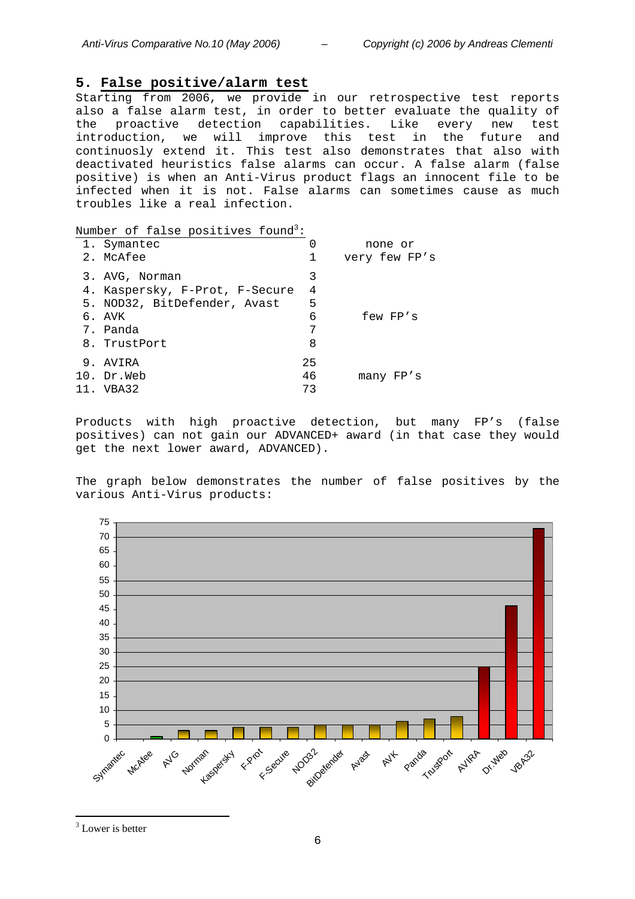## 5. False positive/alarm test

Starting from 2006, we provide in our retrospective test reports also a false alarm test, in order to better evaluate the quality of the proactive detection capabilities. Like every new test introduction, we will improve this test in the future and continously extend it. This test also demonstrates that also with deactivated heuristics false alarms can occur. A false alarm (false positive) is when an Anti-Virus product flags an innocent file to be infected when it is not. False alarms can sometimes cause as much troubles like a real infection.

Number of false positives found[3]:

| | | |
|---|---|---|
| 1. Symantec | 0 | none or very few FP's |
| 2. McAfee | 1 | |
| 3. AVG, Norman | 3 | few FP's |
| 4. Kaspersky, F-Prot, F-Secure | 4 | |
| 5. NOD32, BitDefender, Avast | 5 | |
| 6. AVK | 6 | |
| 7. Panda | 7 | |
| 8. TrustPort | 8 | |
| 9. AVIRA | 25 | many FP's |
| 10. Dr.Web | 46 | |
| 11. VBA32 | 73 | |

Products with high proactive detection, but many FP's (false positives) can not gain our ADVANCED+ award (in that case they would get the next lower award, ADVANCED).

The graph below demonstrates the number of false positives by the various Anti-Virus products:

[3] Lower is better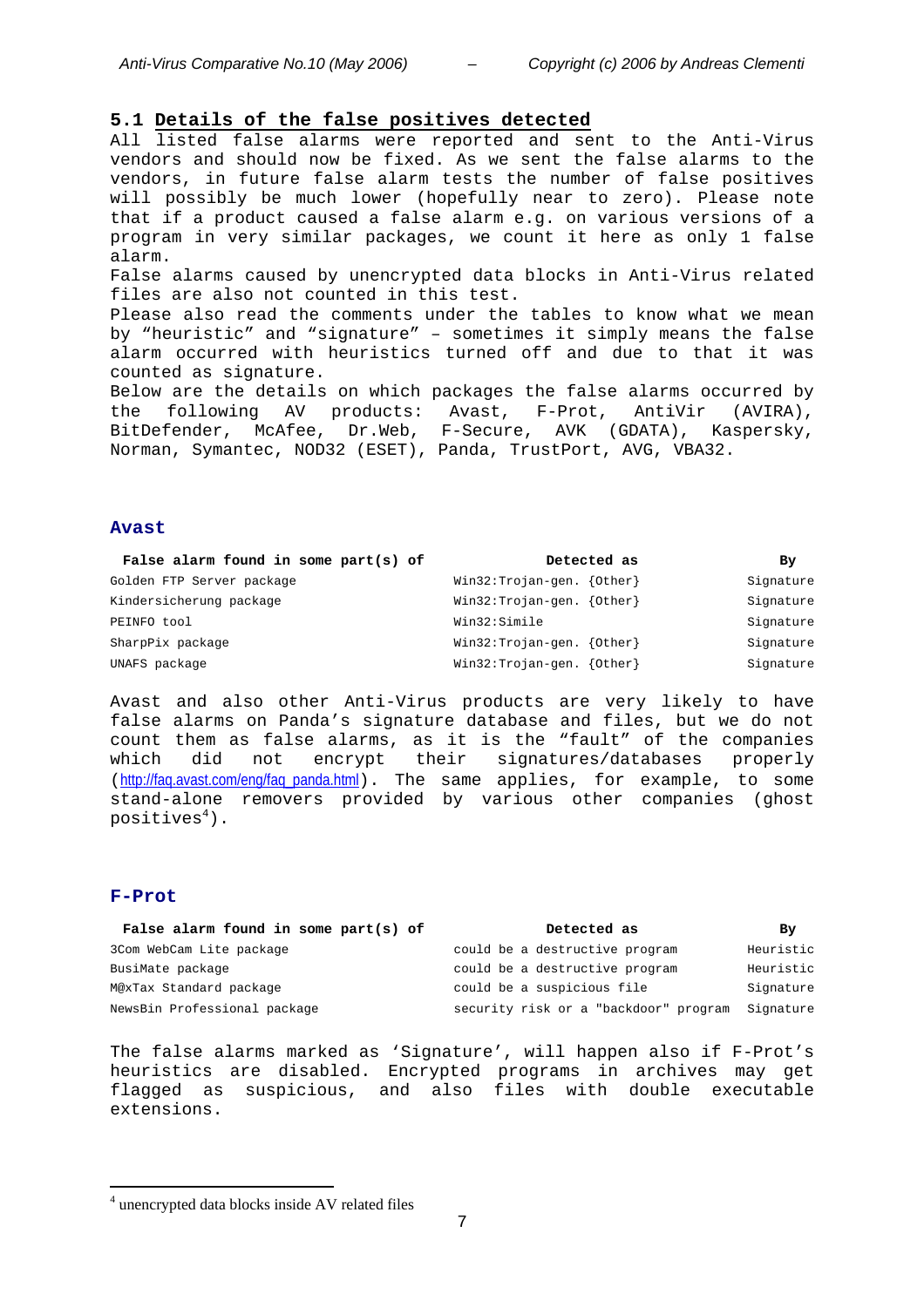## 5.1 Details of the false positives detected

All listed false alarms were reported and sent to the Anti-Virus vendors and should now be fixed. As we sent the false alarms to the vendors, in future false alarm tests the number of false positives will possibly be much lower (hopefully near to zero). Please note that if a product caused a false alarm e.g. on various versions of a program in very similar packages, we count it here as only 1 false alarm.

False alarms caused by unencrypted data blocks in Anti-Virus related files are also not counted in this test.

Please also read the comments under the tables to know what we mean by "heuristic" and "signature" – sometimes it simply means the false alarm occurred with heuristics turned off and due to that it was counted as signature.

Below are the details on which packages the false alarms occurred by the following AV products: Avast, F-Prot, AntiVir (AVIRA), BitDefender, McAfee, Dr.Web, F-Secure, AVK (GDATA), Kaspersky, Norman, Symantec, NOD32 (ESET), Panda, TrustPort, AVG, VBA32.

### Avast

| False alarm found in some part(s) of | Detected as | By |
|---|---|---|
| Golden FTP Server package | Win32:Trojan-gen. {Other} | Signature |
| Kindersicherung package | Win32:Trojan-gen. {Other} | Signature |
| PEINFO tool | Win32:Simile | Signature |
| SharpPix package | Win32:Trojan-gen. {Other} | Signature |
| UNAFS package | Win32:Trojan-gen. {Other} | Signature |

Avast and also other Anti-Virus products are very likely to have false alarms on Panda's signature database and files, but we do not count them as false alarms, as it is the "fault" of the companies which did not encrypt their signatures/databases properly (http://faq.avast.com/eng/faq_panda.html). The same applies, for example, to some stand-alone removers provided by various other companies (ghost positives[4]).

### F-Prot

| False alarm found in some part(s) of | Detected as | By |
|---|---|---|
| 3Com WebCam Lite package | could be a destructive program | Heuristic |
| BusiMate package | could be a destructive program | Heuristic |
| M@xTax Standard package | could be a suspicious file | Signature |
| NewsBin Professional package | security risk or a "backdoor" program | Signature |

The false alarms marked as 'Signature', will happen also if F-Prot's heuristics are disabled. Encrypted programs in archives may get flagged as suspicious, and also files with double executable extensions.

[4] unencrypted data blocks inside AV related files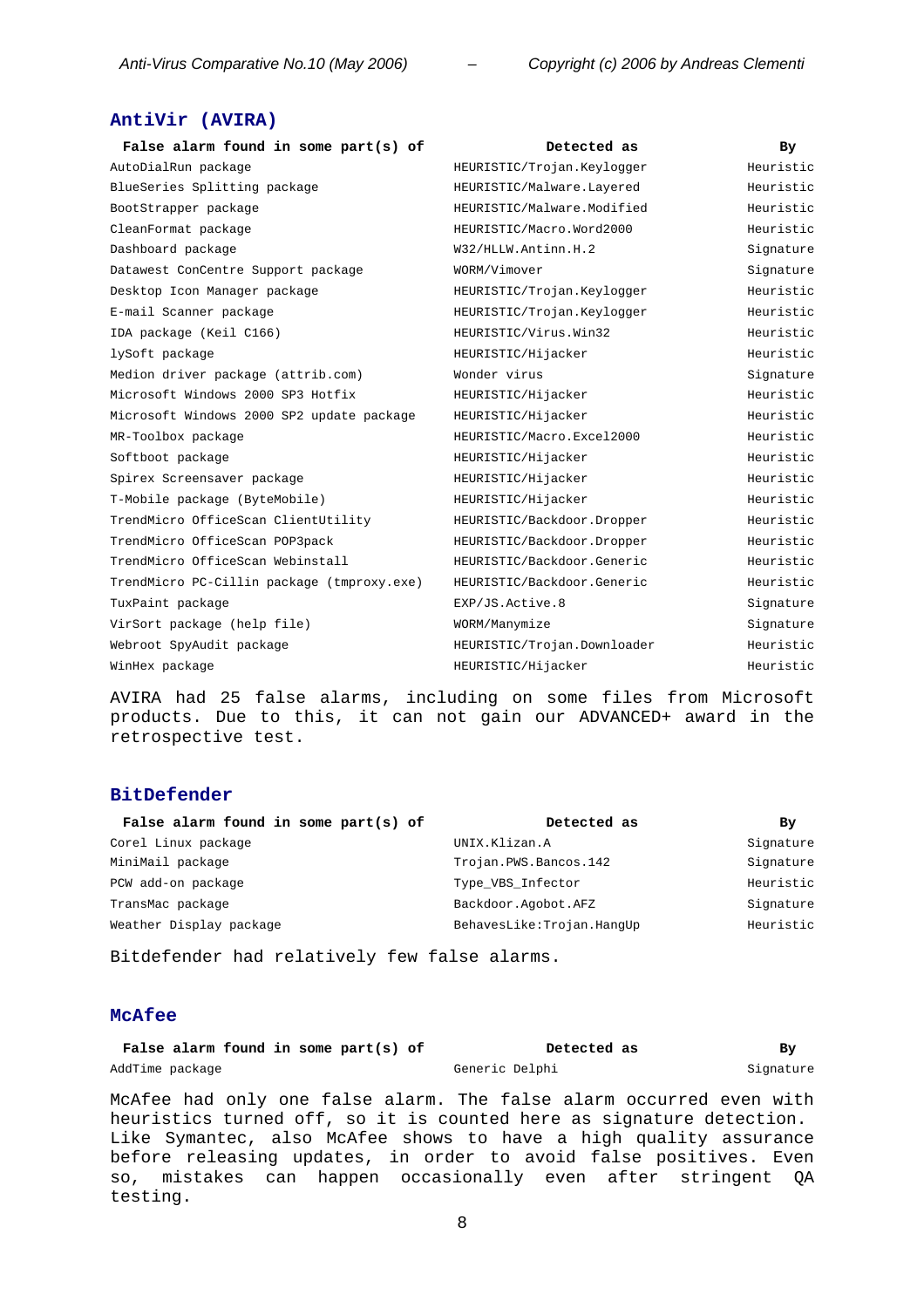## AntiVir (AVIRA)

| False alarm found in some part(s) of | Detected as | By |
|---|---|---|
| AutoDialRun package | HEURISTIC/Trojan.Keylogger | Heuristic |
| BlueSeries Splitting package | HEURISTIC/Malware.Layered | Heuristic |
| BootStrapper package | HEURISTIC/Malware.Modified | Heuristic |
| CleanFormat package | HEURISTIC/Macro.Word2000 | Heuristic |
| Dashboard package | W32/HLLW.Antinn.H.2 | Signature |
| Datawest ConCentre Support package | WORM/Vimover | Signature |
| Desktop Icon Manager package | HEURISTIC/Trojan.Keylogger | Heuristic |
| E-mail Scanner package | HEURISTIC/Trojan.Keylogger | Heuristic |
| IDA package (Keil C166) | HEURISTIC/Virus.Win32 | Heuristic |
| lySoft package | HEURISTIC/Hijacker | Heuristic |
| Medion driver package (attrib.com) | Wonder virus | Signature |
| Microsoft Windows 2000 SP3 Hotfix | HEURISTIC/Hijacker | Heuristic |
| Microsoft Windows 2000 SP2 update package | HEURISTIC/Hijacker | Heuristic |
| MR-Toolbox package | HEURISTIC/Macro.Excel2000 | Heuristic |
| Softboot package | HEURISTIC/Hijacker | Heuristic |
| Spirex Screensaver package | HEURISTIC/Hijacker | Heuristic |
| T-Mobile package (ByteMobile) | HEURISTIC/Hijacker | Heuristic |
| TrendMicro OfficeScan ClientUtility | HEURISTIC/Backdoor.Dropper | Heuristic |
| TrendMicro OfficeScan POP3pack | HEURISTIC/Backdoor.Dropper | Heuristic |
| TrendMicro OfficeScan Webinstall | HEURISTIC/Backdoor.Generic | Heuristic |
| TrendMicro PC-Cillin package (tmproxy.exe) | HEURISTIC/Backdoor.Generic | Heuristic |
| TuxPaint package | EXP/JS.Active.8 | Signature |
| VirSort package (help file) | WORM/Manymize | Signature |
| Webroot SpyAudit package | HEURISTIC/Trojan.Downloader | Heuristic |
| WinHex package | HEURISTIC/Hijacker | Heuristic |

AVIRA had 25 false alarms, including on some files from Microsoft products. Due to this, it can not gain our ADVANCED+ award in the retrospective test.

## BitDefender

| False alarm found in some part(s) of | Detected as | By |
|---|---|---|
| Corel Linux package | UNIX.Klizan.A | Signature |
| MiniMail package | Trojan.PWS.Bancos.142 | Signature |
| PCW add-on package | Type_VBS_Infector | Heuristic |
| TransMac package | Backdoor.Agobot.AFZ | Signature |
| Weather Display package | BehavesLike:Trojan.HangUp | Heuristic |

Bitdefender had relatively few false alarms.

## McAfee

| False alarm found in some part(s) of | Detected as | By |
|---|---|---|
| AddTime package | Generic Delphi | Signature |

McAfee had only one false alarm. The false alarm occurred even with heuristics turned off, so it is counted here as signature detection. Like Symantec, also McAfee shows to have a high quality assurance before releasing updates, in order to avoid false positives. Even so, mistakes can happen occasionally even after stringent QA testing.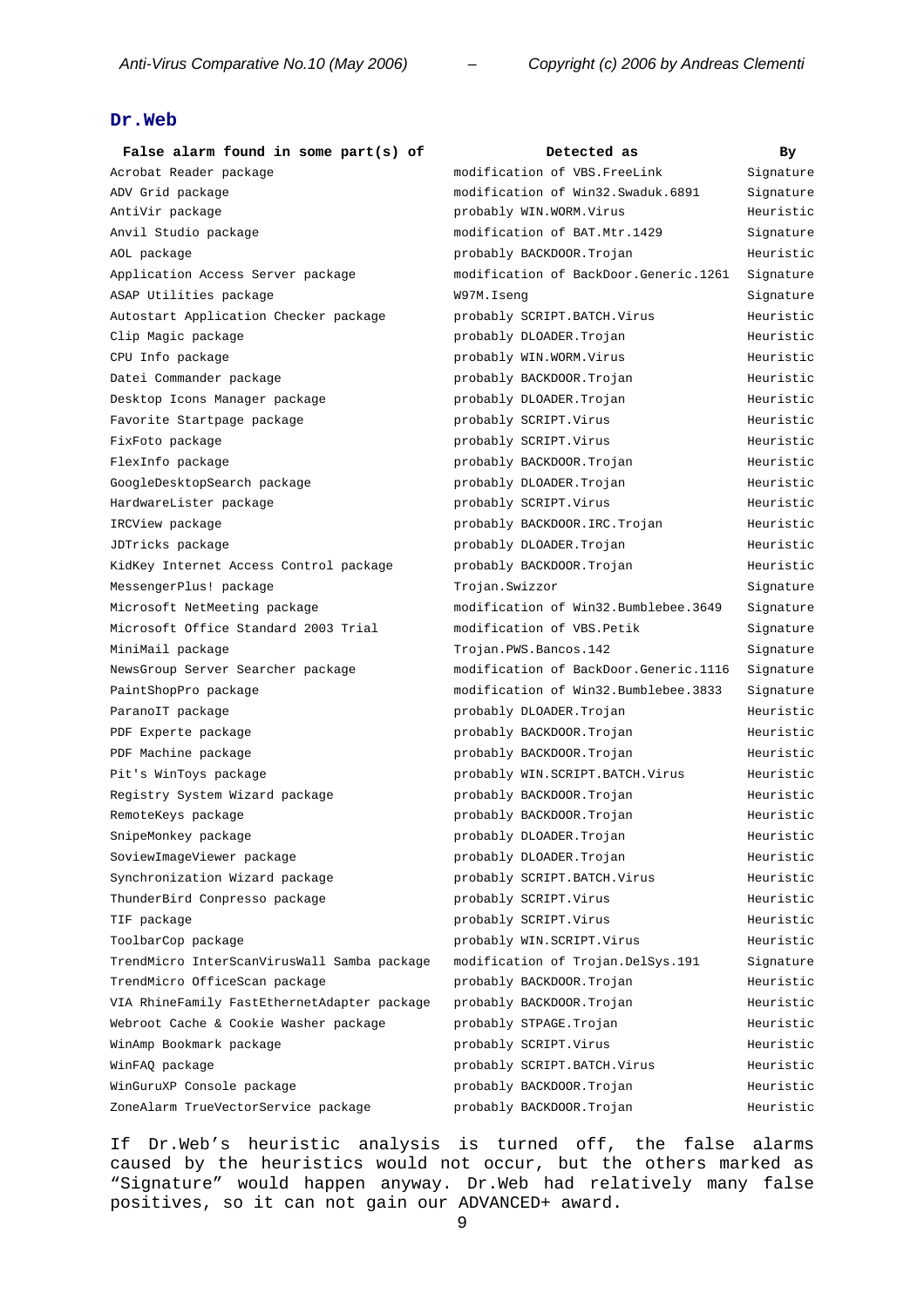## Dr.Web

| False alarm found in some part(s) of | Detected as | By |
|---|---|---|
| Acrobat Reader package | modification of VBS.FreeLink | Signature |
| ADV Grid package | modification of Win32.Swaduk.6891 | Signature |
| AntiVir package | probably WIN.WORM.Virus | Heuristic |
| Anvil Studio package | modification of BAT.Mtr.1429 | Signature |
| AOL package | probably BACKDOOR.Trojan | Heuristic |
| Application Access Server package | modification of BackDoor.Generic.1261 | Signature |
| ASAP Utilities package | W97M.Iseng | Signature |
| Autostart Application Checker package | probably SCRIPT.BATCH.Virus | Heuristic |
| Clip Magic package | probably DLOADER.Trojan | Heuristic |
| CPU Info package | probably WIN.WORM.Virus | Heuristic |
| Datei Commander package | probably BACKDOOR.Trojan | Heuristic |
| Desktop Icons Manager package | probably DLOADER.Trojan | Heuristic |
| Favorite Startpage package | probably SCRIPT.Virus | Heuristic |
| FixFoto package | probably SCRIPT.Virus | Heuristic |
| FlexInfo package | probably BACKDOOR.Trojan | Heuristic |
| GoogleDesktopSearch package | probably DLOADER.Trojan | Heuristic |
| HardwareLister package | probably SCRIPT.Virus | Heuristic |
| IRCView package | probably BACKDOOR.IRC.Trojan | Heuristic |
| JDTricks package | probably DLOADER.Trojan | Heuristic |
| KidKey Internet Access Control package | probably BACKDOOR.Trojan | Heuristic |
| MessengerPlus! package | Trojan.Swizzor | Signature |
| Microsoft NetMeeting package | modification of Win32.Bumblebee.3649 | Signature |
| Microsoft Office Standard 2003 Trial | modification of VBS.Petik | Signature |
| MiniMail package | Trojan.PWS.Bancos.142 | Signature |
| NewsGroup Server Searcher package | modification of BackDoor.Generic.1116 | Signature |
| PaintShopPro package | modification of Win32.Bumblebee.3833 | Signature |
| ParanoIT package | probably DLOADER.Trojan | Heuristic |
| PDF Experte package | probably BACKDOOR.Trojan | Heuristic |
| PDF Machine package | probably BACKDOOR.Trojan | Heuristic |
| Pit's WinToys package | probably WIN.SCRIPT.BATCH.Virus | Heuristic |
| Registry System Wizard package | probably BACKDOOR.Trojan | Heuristic |
| RemoteKeys package | probably BACKDOOR.Trojan | Heuristic |
| SnipeMonkey package | probably DLOADER.Trojan | Heuristic |
| SoviewImageViewer package | probably DLOADER.Trojan | Heuristic |
| Synchronization Wizard package | probably SCRIPT.BATCH.Virus | Heuristic |
| ThunderBird Conpresso package | probably SCRIPT.Virus | Heuristic |
| TIF package | probably SCRIPT.Virus | Heuristic |
| ToolbarCop package | probably WIN.SCRIPT.Virus | Heuristic |
| TrendMicro InterScanVirusWall Samba package | modification of Trojan.DelSys.191 | Signature |
| TrendMicro OfficeScan package | probably BACKDOOR.Trojan | Heuristic |
| VIA RhineFamily FastEthernetAdapter package | probably BACKDOOR.Trojan | Heuristic |
| Webroot Cache & Cookie Washer package | probably STPAGE.Trojan | Heuristic |
| WinAmp Bookmark package | probably SCRIPT.Virus | Heuristic |
| WinFAQ package | probably SCRIPT.BATCH.Virus | Heuristic |
| WinGuruXP Console package | probably BACKDOOR.Trojan | Heuristic |
| ZoneAlarm TrueVectorService package | probably BACKDOOR.Trojan | Heuristic |

If Dr.Web's heuristic analysis is turned off, the false alarms caused by the heuristics would not occur, but the others marked as "Signature" would happen anyway. Dr.Web had relatively many false positives, so it can not gain our ADVANCED+ award.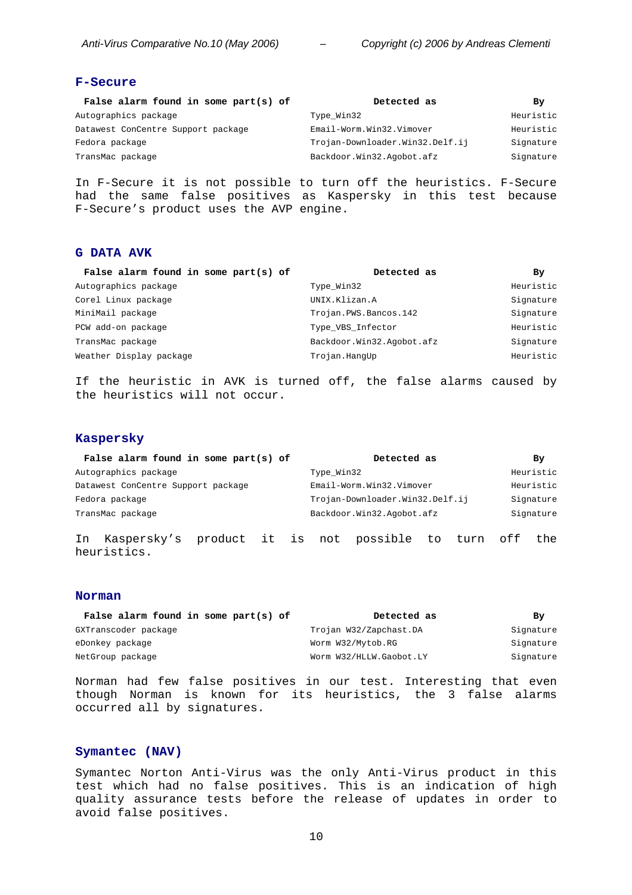### F-Secure

| False alarm found in some part(s) of | Detected as | By |
|---|---|---|
| Autographics package | Type_Win32 | Heuristic |
| Datawest ConCentre Support package | Email-Worm.Win32.Vimover | Heuristic |
| Fedora package | Trojan-Downloader.Win32.Delf.ij | Signature |
| TransMac package | Backdoor.Win32.Agobot.afz | Signature |

In F-Secure it is not possible to turn off the heuristics. F-Secure had the same false positives as Kaspersky in this test because F-Secure's product uses the AVP engine.

### G DATA AVK

| False alarm found in some part(s) of | Detected as | By |
|---|---|---|
| Autographics package | Type_Win32 | Heuristic |
| Corel Linux package | UNIX.Klizan.A | Signature |
| MiniMail package | Trojan.PWS.Bancos.142 | Signature |
| PCW add-on package | Type_VBS_Infector | Heuristic |
| TransMac package | Backdoor.Win32.Agobot.afz | Signature |
| Weather Display package | Trojan.HangUp | Heuristic |

If the heuristic in AVK is turned off, the false alarms caused by the heuristics will not occur.

### Kaspersky

| False alarm found in some part(s) of | Detected as | By |
|---|---|---|
| Autographics package | Type_Win32 | Heuristic |
| Datawest ConCentre Support package | Email-Worm.Win32.Vimover | Heuristic |
| Fedora package | Trojan-Downloader.Win32.Delf.ij | Signature |
| TransMac package | Backdoor.Win32.Agobot.afz | Signature |

In Kaspersky's product it is not possible to turn off the heuristics.

### Norman

| False alarm found in some part(s) of | Detected as | By |
|---|---|---|
| GXTranscoder package | Trojan W32/Zapchast.DA | Signature |
| eDonkey package | Worm W32/Mytob.RG | Signature |
| NetGroup package | Worm W32/HLLW.Gaobot.LY | Signature |

Norman had few false positives in our test. Interesting that even though Norman is known for its heuristics, the 3 false alarms occurred all by signatures.

### Symantec (NAV)

Symantec Norton Anti-Virus was the only Anti-Virus product in this test which had no false positives. This is an indication of high quality assurance tests before the release of updates in order to avoid false positives.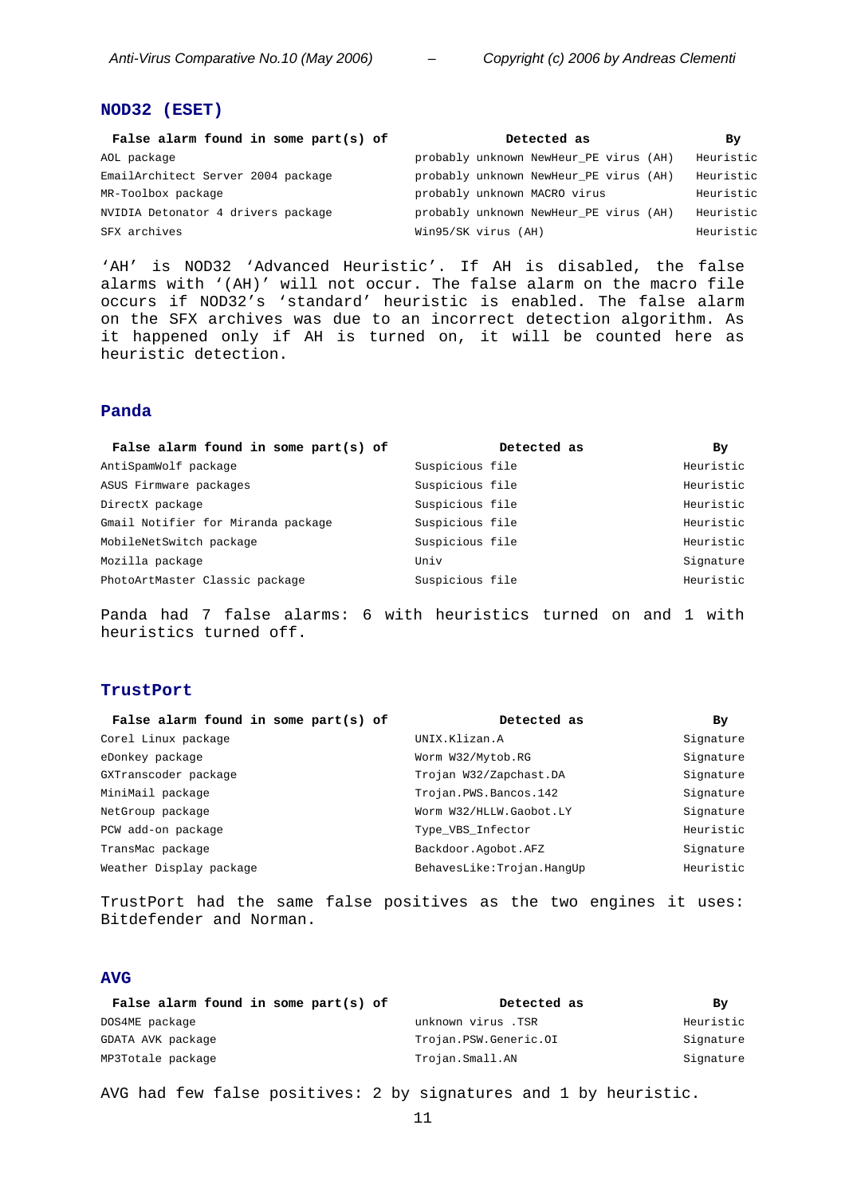## NOD32 (ESET)

| False alarm found in some part(s) of | Detected as | By |
|---|---|---|
| AOL package | probably unknown NewHeur_PE virus (AH) | Heuristic |
| EmailArchitect Server 2004 package | probably unknown NewHeur_PE virus (AH) | Heuristic |
| MR-Toolbox package | probably unknown MACRO virus | Heuristic |
| NVIDIA Detonator 4 drivers package | probably unknown NewHeur_PE virus (AH) | Heuristic |
| SFX archives | Win95/SK virus (AH) | Heuristic |

'AH' is NOD32 'Advanced Heuristic'. If AH is disabled, the false alarms with '(AH)' will not occur. The false alarm on the macro file occurs if NOD32's 'standard' heuristic is enabled. The false alarm on the SFX archives was due to an incorrect detection algorithm. As it happened only if AH is turned on, it will be counted here as heuristic detection.

## Panda

| False alarm found in some part(s) of | Detected as | By |
|---|---|---|
| AntiSpamWolf package | Suspicious file | Heuristic |
| ASUS Firmware packages | Suspicious file | Heuristic |
| DirectX package | Suspicious file | Heuristic |
| Gmail Notifier for Miranda package | Suspicious file | Heuristic |
| MobileNetSwitch package | Suspicious file | Heuristic |
| Mozilla package | Univ | Signature |
| PhotoArtMaster Classic package | Suspicious file | Heuristic |

Panda had 7 false alarms: 6 with heuristics turned on and 1 with heuristics turned off.

## TrustPort

| False alarm found in some part(s) of | Detected as | By |
|---|---|---|
| Corel Linux package | UNIX.Klizan.A | Signature |
| eDonkey package | Worm W32/Mytob.RG | Signature |
| GXTranscoder package | Trojan W32/Zapchast.DA | Signature |
| MiniMail package | Trojan.PWS.Bancos.142 | Signature |
| NetGroup package | Worm W32/HLLW.Gaobot.LY | Signature |
| PCW add-on package | Type_VBS_Infector | Heuristic |
| TransMac package | Backdoor.Agobot.AFZ | Signature |
| Weather Display package | BehavesLike:Trojan.HangUp | Heuristic |

TrustPort had the same false positives as the two engines it uses: Bitdefender and Norman.

## AVG

| False alarm found in some part(s) of | Detected as | By |
|---|---|---|
| DOS4ME package | unknown virus .TSR | Heuristic |
| GDATA AVK package | Trojan.PSW.Generic.OI | Signature |
| MP3Totale package | Trojan.Small.AN | Signature |

AVG had few false positives: 2 by signatures and 1 by heuristic.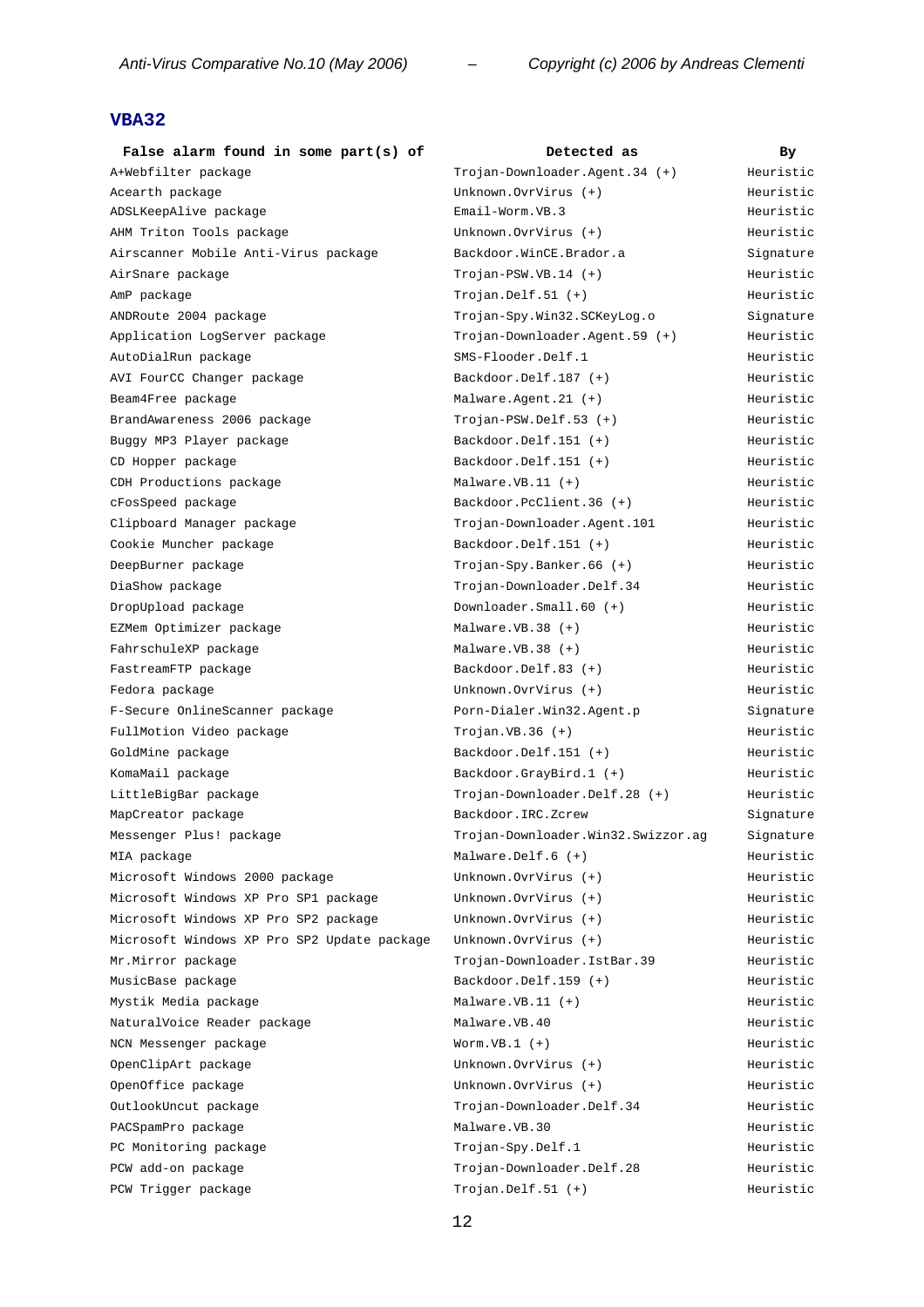## VBA32

| False alarm found in some part(s) of | Detected as | By |
|---|---|---|
| A+Webfilter package | Trojan-Downloader.Agent.34 (+) | Heuristic |
| Acearth package | Unknown.OvrVirus (+) | Heuristic |
| ADSLKeepAlive package | Email-Worm.VB.3 | Heuristic |
| AHM Triton Tools package | Unknown.OvrVirus (+) | Heuristic |
| Airscanner Mobile Anti-Virus package | Backdoor.WinCE.Brador.a | Signature |
| AirSnare package | Trojan-PSW.VB.14 (+) | Heuristic |
| AmP package | Trojan.Delf.51 (+) | Heuristic |
| ANDRoute 2004 package | Trojan-Spy.Win32.SCKeyLog.o | Signature |
| Application LogServer package | Trojan-Downloader.Agent.59 (+) | Heuristic |
| AutoDialRun package | SMS-Flooder.Delf.1 | Heuristic |
| AVI FourCC Changer package | Backdoor.Delf.187 (+) | Heuristic |
| Beam4Free package | Malware.Agent.21 (+) | Heuristic |
| BrandAwareness 2006 package | Trojan-PSW.Delf.53 (+) | Heuristic |
| Buggy MP3 Player package | Backdoor.Delf.151 (+) | Heuristic |
| CD Hopper package | Backdoor.Delf.151 (+) | Heuristic |
| CDH Productions package | Malware.VB.11 (+) | Heuristic |
| cFosSpeed package | Backdoor.PcClient.36 (+) | Heuristic |
| Clipboard Manager package | Trojan-Downloader.Agent.101 | Heuristic |
| Cookie Muncher package | Backdoor.Delf.151 (+) | Heuristic |
| DeepBurner package | Trojan-Spy.Banker.66 (+) | Heuristic |
| DiaShow package | Trojan-Downloader.Delf.34 | Heuristic |
| DropUpload package | Downloader.Small.60 (+) | Heuristic |
| EZMem Optimizer package | Malware.VB.38 (+) | Heuristic |
| FahrschuleXP package | Malware.VB.38 (+) | Heuristic |
| FastreamFTP package | Backdoor.Delf.83 (+) | Heuristic |
| Fedora package | Unknown.OvrVirus (+) | Heuristic |
| F-Secure OnlineScanner package | Porn-Dialer.Win32.Agent.p | Signature |
| FullMotion Video package | Trojan.VB.36 (+) | Heuristic |
| GoldMine package | Backdoor.Delf.151 (+) | Heuristic |
| KomaMail package | Backdoor.GrayBird.1 (+) | Heuristic |
| LittleBigBar package | Trojan-Downloader.Delf.28 (+) | Heuristic |
| MapCreator package | Backdoor.IRC.Zcrew | Signature |
| Messenger Plus! package | Trojan-Downloader.Win32.Swizzor.ag | Signature |
| MIA package | Malware.Delf.6 (+) | Heuristic |
| Microsoft Windows 2000 package | Unknown.OvrVirus (+) | Heuristic |
| Microsoft Windows XP Pro SP1 package | Unknown.OvrVirus (+) | Heuristic |
| Microsoft Windows XP Pro SP2 package | Unknown.OvrVirus (+) | Heuristic |
| Microsoft Windows XP Pro SP2 Update package | Unknown.OvrVirus (+) | Heuristic |
| Mr.Mirror package | Trojan-Downloader.IstBar.39 | Heuristic |
| MusicBase package | Backdoor.Delf.159 (+) | Heuristic |
| Mystik Media package | Malware.VB.11 (+) | Heuristic |
| NaturalVoice Reader package | Malware.VB.40 | Heuristic |
| NCN Messenger package | Worm.VB.1 (+) | Heuristic |
| OpenClipArt package | Unknown.OvrVirus (+) | Heuristic |
| OpenOffice package | Unknown.OvrVirus (+) | Heuristic |
| OutlookUncut package | Trojan-Downloader.Delf.34 | Heuristic |
| PACSpamPro package | Malware.VB.30 | Heuristic |
| PC Monitoring package | Trojan-Spy.Delf.1 | Heuristic |
| PCW add-on package | Trojan-Downloader.Delf.28 | Heuristic |
| PCW Trigger package | Trojan.Delf.51 (+) | Heuristic |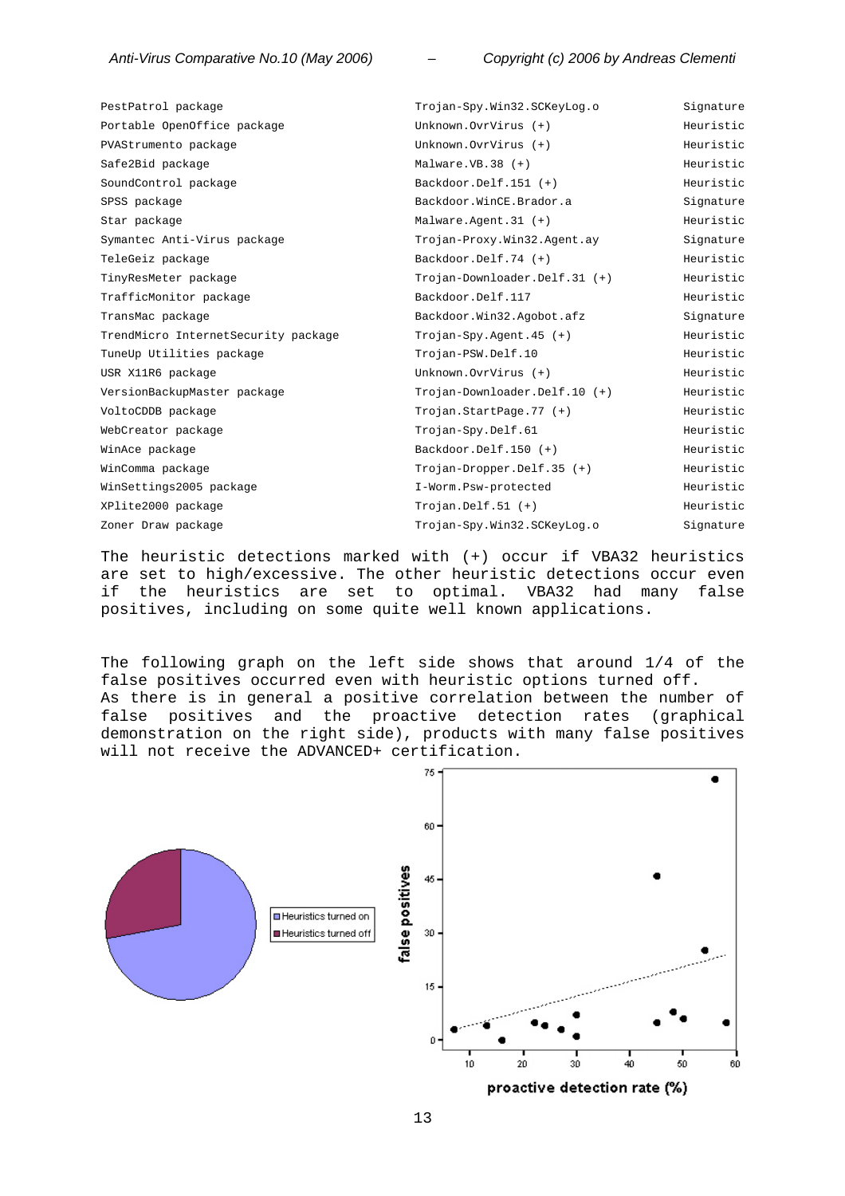| | | |
|---|---|---|
| PestPatrol package | Trojan-Spy.Win32.SCKeyLog.o | Signature |
| Portable OpenOffice package | Unknown.OvrVirus (+) | Heuristic |
| PVAStrumento package | Unknown.OvrVirus (+) | Heuristic |
| Safe2Bid package | Malware.VB.38 (+) | Heuristic |
| SoundControl package | Backdoor.Delf.151 (+) | Heuristic |
| SPSS package | Backdoor.WinCE.Brador.a | Signature |
| Star package | Malware.Agent.31 (+) | Heuristic |
| Symantec Anti-Virus package | Trojan-Proxy.Win32.Agent.ay | Signature |
| TeleGeiz package | Backdoor.Delf.74 (+) | Heuristic |
| TinyResMeter package | Trojan-Downloader.Delf.31 (+) | Heuristic |
| TrafficMonitor package | Backdoor.Delf.117 | Heuristic |
| TransMac package | Backdoor.Win32.Agobot.afz | Signature |
| TrendMicro InternetSecurity package | Trojan-Spy.Agent.45 (+) | Heuristic |
| TuneUp Utilities package | Trojan-PSW.Delf.10 | Heuristic |
| USR X11R6 package | Unknown.OvrVirus (+) | Heuristic |
| VersionBackupMaster package | Trojan-Downloader.Delf.10 (+) | Heuristic |
| VoltoCDDB package | Trojan.StartPage.77 (+) | Heuristic |
| WebCreator package | Trojan-Spy.Delf.61 | Heuristic |
| WinAce package | Backdoor.Delf.150 (+) | Heuristic |
| WinComma package | Trojan-Dropper.Delf.35 (+) | Heuristic |
| WinSettings2005 package | I-Worm.Psw-protected | Heuristic |
| XPlite2000 package | Trojan.Delf.51 (+) | Heuristic |
| Zoner Draw package | Trojan-Spy.Win32.SCKeyLog.o | Signature |

The heuristic detections marked with (+) occur if VBA32 heuristics are set to high/excessive. The other heuristic detections occur even if the heuristics are set to optimal. VBA32 had many false positives, including on some quite well known applications.

The following graph on the left side shows that around 1/4 of the false positives occurred even with heuristic options turned off. As there is in general a positive correlation between the number of false positives and the proactive detection rates (graphical demonstration on the right side), products with many false positives will not receive the ADVANCED+ certification.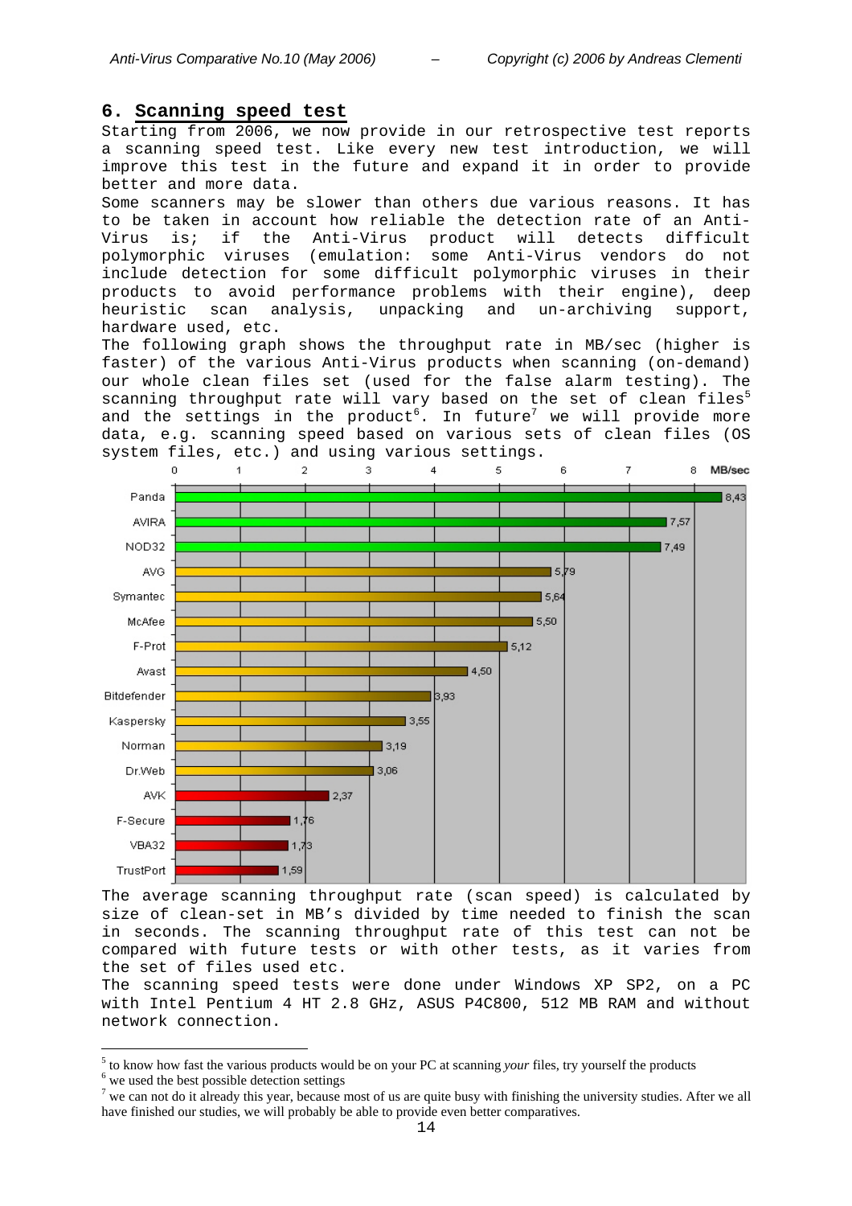## 6. Scanning speed test

Starting from 2006, we now provide in our retrospective test reports a scanning speed test. Like every new test introduction, we will improve this test in the future and expand it in order to provide better and more data.

Some scanners may be slower than others due various reasons. It has to be taken in account how reliable the detection rate of an Anti-Virus is; if the Anti-Virus product will detects difficult polymorphic viruses (emulation: some Anti-Virus vendors do not include detection for some difficult polymorphic viruses in their products to avoid performance problems with their engine), deep heuristic scan analysis, unpacking and un-archiving support, hardware used, etc.

The following graph shows the throughput rate in MB/sec (higher is faster) of the various Anti-Virus products when scanning (on-demand) our whole clean files set (used for the false alarm testing). The scanning throughput rate will vary based on the set of clean files[5] and the settings in the product[6]. In future[7] we will provide more data, e.g. scanning speed based on various sets of clean files (OS system files, etc.) and using various settings.

| Product | MB/sec |
|---|---|
| Panda | 8,43 |
| AVIRA | 7,57 |
| NOD32 | 7,49 |
| AVG | 5,79 |
| Symantec | 5,64 |
| McAfee | 5,50 |
| F-Prot | 5,12 |
| Avast | 4,50 |
| Bitdefender | 3,93 |
| Kaspersky | 3,55 |
| Norman | 3,19 |
| Dr.Web | 3,06 |
| AVK | 2,37 |
| F-Secure | 1,76 |
| VBA32 | 1,73 |
| TrustPort | 1,59 |

The average scanning throughput rate (scan speed) is calculated by size of clean-set in MB's divided by time needed to finish the scan in seconds. The scanning throughput rate of this test can not be compared with future tests or with other tests, as it varies from the set of files used etc.

The scanning speed tests were done under Windows XP SP2, on a PC with Intel Pentium 4 HT 2.8 GHz, ASUS P4C800, 512 MB RAM and without network connection.

---

[5] to know how fast the various products would be on your PC at scanning *your* files, try yourself the products

[6] we used the best possible detection settings

[7] we can not do it already this year, because most of us are quite busy with finishing the university studies. After we all have finished our studies, we will probably be able to provide even better comparatives.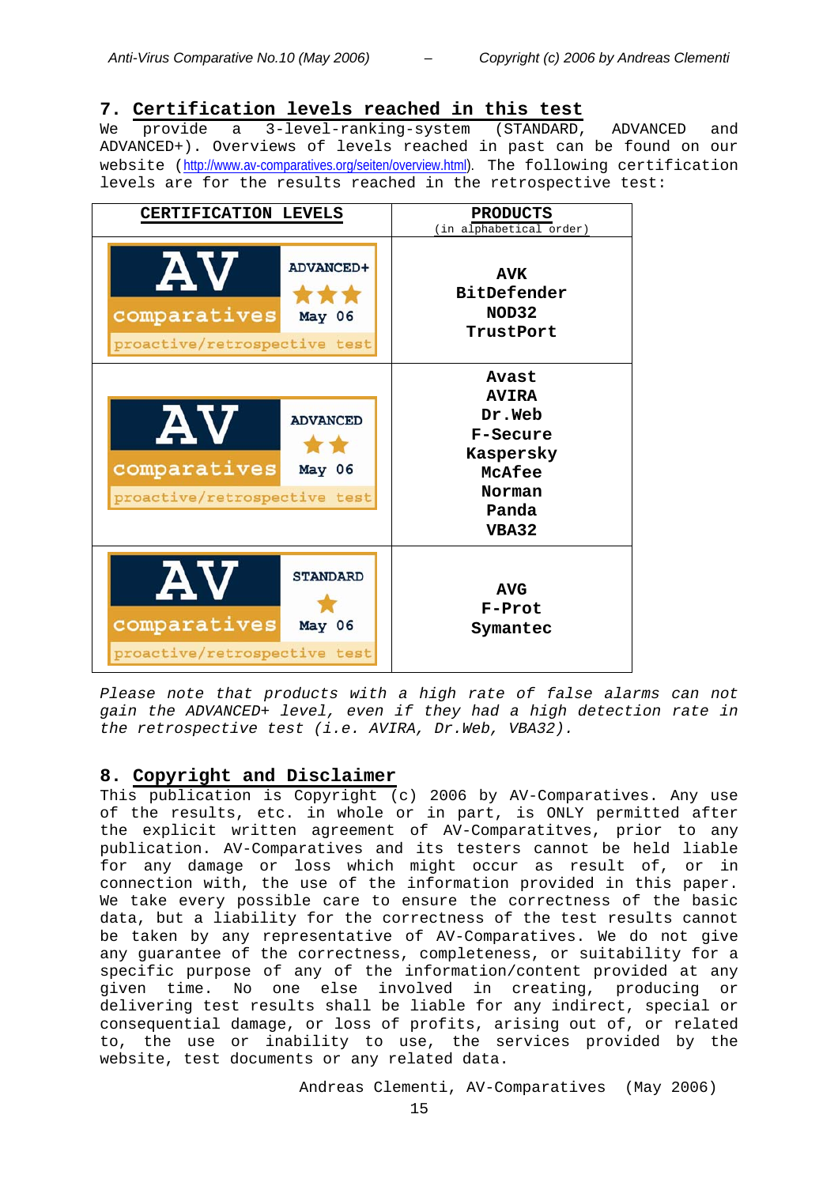## 7. Certification levels reached in this test

We provide a 3-level-ranking-system (STANDARD, ADVANCED and ADVANCED+). Overviews of levels reached in past can be found on our website (http://www.av-comparatives.org/seiten/overview.html). The following certification levels are for the results reached in the retrospective test:

| CERTIFICATION LEVELS | PRODUCTS (in alphabetical order) |
|---|---|
| AV comparatives ADVANCED+ ★★★ May 06 proactive/retrospective test | AVK<br>BitDefender<br>NOD32<br>TrustPort |
| AV comparatives ADVANCED ★★ May 06 proactive/retrospective test | Avast<br>AVIRA<br>Dr.Web<br>F-Secure<br>Kaspersky<br>McAfee<br>Norman<br>Panda<br>VBA32 |
| AV comparatives STANDARD ★ May 06 proactive/retrospective test | AVG<br>F-Prot<br>Symantec |

*Please note that products with a high rate of false alarms can not gain the ADVANCED+ level, even if they had a high detection rate in the retrospective test (i.e. AVIRA, Dr.Web, VBA32).*

## 8. Copyright and Disclaimer

This publication is Copyright (c) 2006 by AV-Comparatives. Any use of the results, etc. in whole or in part, is ONLY permitted after the explicit written agreement of AV-Comparatitves, prior to any publication. AV-Comparatives and its testers cannot be held liable for any damage or loss which might occur as result of, or in connection with, the use of the information provided in this paper. We take every possible care to ensure the correctness of the basic data, but a liability for the correctness of the test results cannot be taken by any representative of AV-Comparatives. We do not give any guarantee of the correctness, completeness, or suitability for a specific purpose of any of the information/content provided at any given time. No one else involved in creating, producing or delivering test results shall be liable for any indirect, special or consequential damage, or loss of profits, arising out of, or related to, the use or inability to use, the services provided by the website, test documents or any related data.

Andreas Clementi, AV-Comparatives (May 2006)